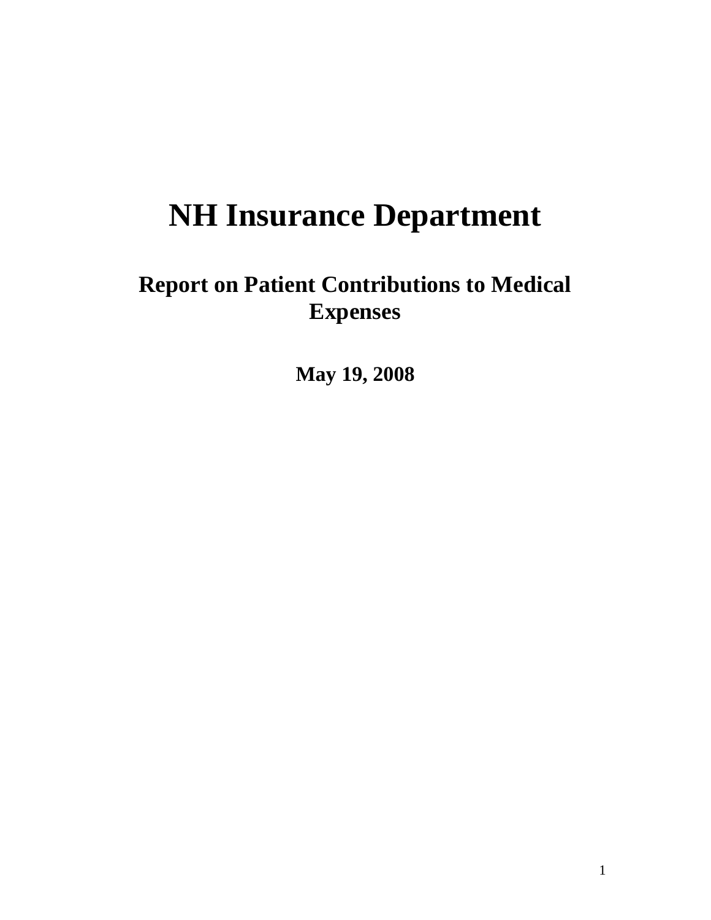# NH Insurance Department

## Report on Patient Contributions to Medical Expenses

**May 19, 2008**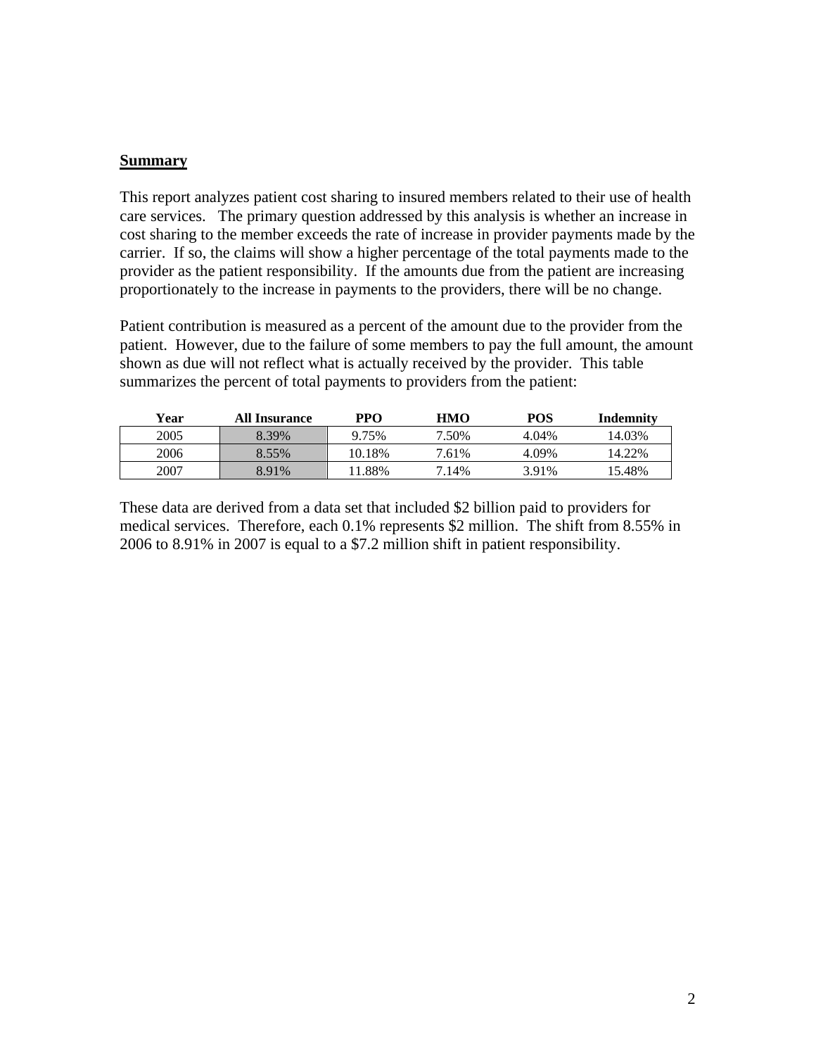**Summary**

This report analyzes patient cost sharing to insured members related to their use of health care services. The primary question addressed by this analysis is whether an increase in cost sharing to the member exceeds the rate of increase in provider payments made by the carrier. If so, the claims will show a higher percentage of the total payments made to the provider as the patient responsibility. If the amounts due from the patient are increasing proportionately to the increase in payments to the providers, there will be no change.

Patient contribution is measured as a percent of the amount due to the provider from the patient. However, due to the failure of some members to pay the full amount, the amount shown as due will not reflect what is actually received by the provider. This table summarizes the percent of total payments to providers from the patient:

| Year | All Insurance | PPO | HMO | POS | Indemnity |
| --- | --- | --- | --- | --- | --- |
| 2005 | 8.39% | 9.75% | 7.50% | 4.04% | 14.03% |
| 2006 | 8.55% | 10.18% | 7.61% | 4.09% | 14.22% |
| 2007 | 8.91% | 11.88% | 7.14% | 3.91% | 15.48% |

These data are derived from a data set that included $2 billion paid to providers for medical services. Therefore, each 0.1% represents $2 million. The shift from 8.55% in 2006 to 8.91% in 2007 is equal to a $7.2 million shift in patient responsibility.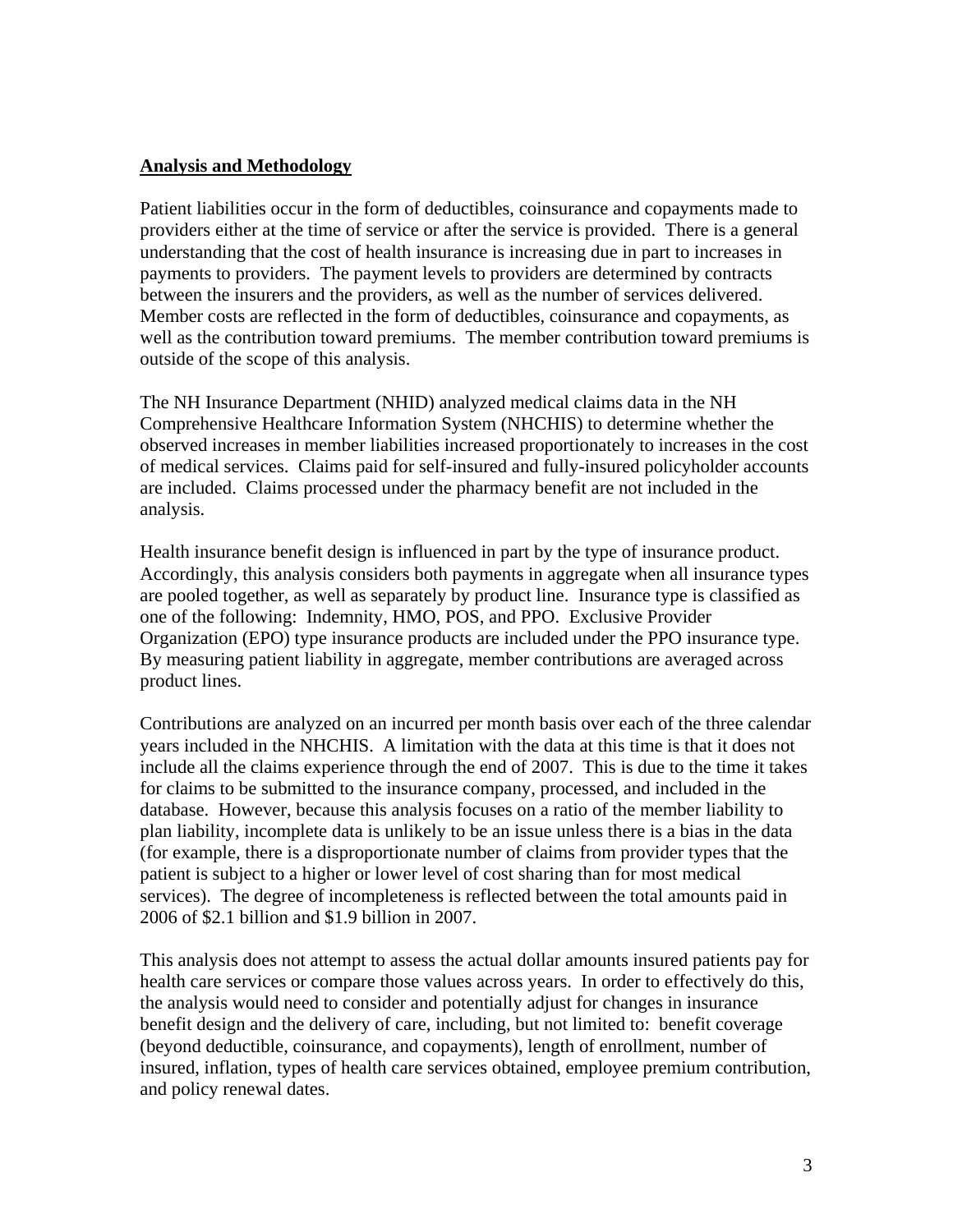## Analysis and Methodology

Patient liabilities occur in the form of deductibles, coinsurance and copayments made to providers either at the time of service or after the service is provided. There is a general understanding that the cost of health insurance is increasing due in part to increases in payments to providers. The payment levels to providers are determined by contracts between the insurers and the providers, as well as the number of services delivered. Member costs are reflected in the form of deductibles, coinsurance and copayments, as well as the contribution toward premiums. The member contribution toward premiums is outside of the scope of this analysis.

The NH Insurance Department (NHID) analyzed medical claims data in the NH Comprehensive Healthcare Information System (NHCHIS) to determine whether the observed increases in member liabilities increased proportionately to increases in the cost of medical services. Claims paid for self-insured and fully-insured policyholder accounts are included. Claims processed under the pharmacy benefit are not included in the analysis.

Health insurance benefit design is influenced in part by the type of insurance product. Accordingly, this analysis considers both payments in aggregate when all insurance types are pooled together, as well as separately by product line. Insurance type is classified as one of the following: Indemnity, HMO, POS, and PPO. Exclusive Provider Organization (EPO) type insurance products are included under the PPO insurance type. By measuring patient liability in aggregate, member contributions are averaged across product lines.

Contributions are analyzed on an incurred per month basis over each of the three calendar years included in the NHCHIS. A limitation with the data at this time is that it does not include all the claims experience through the end of 2007. This is due to the time it takes for claims to be submitted to the insurance company, processed, and included in the database. However, because this analysis focuses on a ratio of the member liability to plan liability, incomplete data is unlikely to be an issue unless there is a bias in the data (for example, there is a disproportionate number of claims from provider types that the patient is subject to a higher or lower level of cost sharing than for most medical services). The degree of incompleteness is reflected between the total amounts paid in 2006 of $2.1 billion and $1.9 billion in 2007.

This analysis does not attempt to assess the actual dollar amounts insured patients pay for health care services or compare those values across years. In order to effectively do this, the analysis would need to consider and potentially adjust for changes in insurance benefit design and the delivery of care, including, but not limited to: benefit coverage (beyond deductible, coinsurance, and copayments), length of enrollment, number of insured, inflation, types of health care services obtained, employee premium contribution, and policy renewal dates.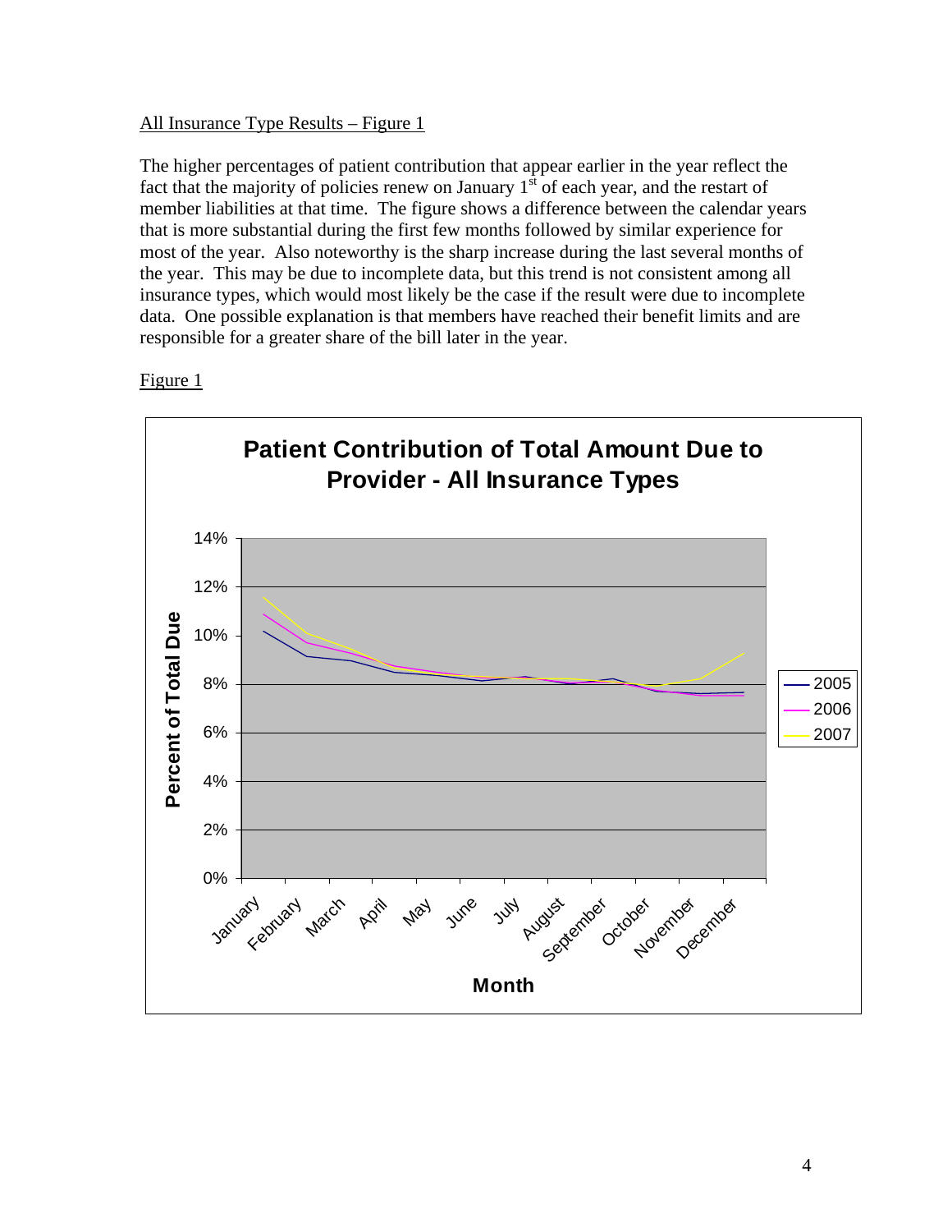All Insurance Type Results – Figure 1

The higher percentages of patient contribution that appear earlier in the year reflect the fact that the majority of policies renew on January 1st of each year, and the restart of member liabilities at that time. The figure shows a difference between the calendar years that is more substantial during the first few months followed by similar experience for most of the year. Also noteworthy is the sharp increase during the last several months of the year. This may be due to incomplete data, but this trend is not consistent among all insurance types, which would most likely be the case if the result were due to incomplete data. One possible explanation is that members have reached their benefit limits and are responsible for a greater share of the bill later in the year.

Figure 1

**Patient Contribution of Total Amount Due to Provider - All Insurance Types**

Percent of Total Due (0%–14%) by Month (January–December); series: 2005, 2006, 2007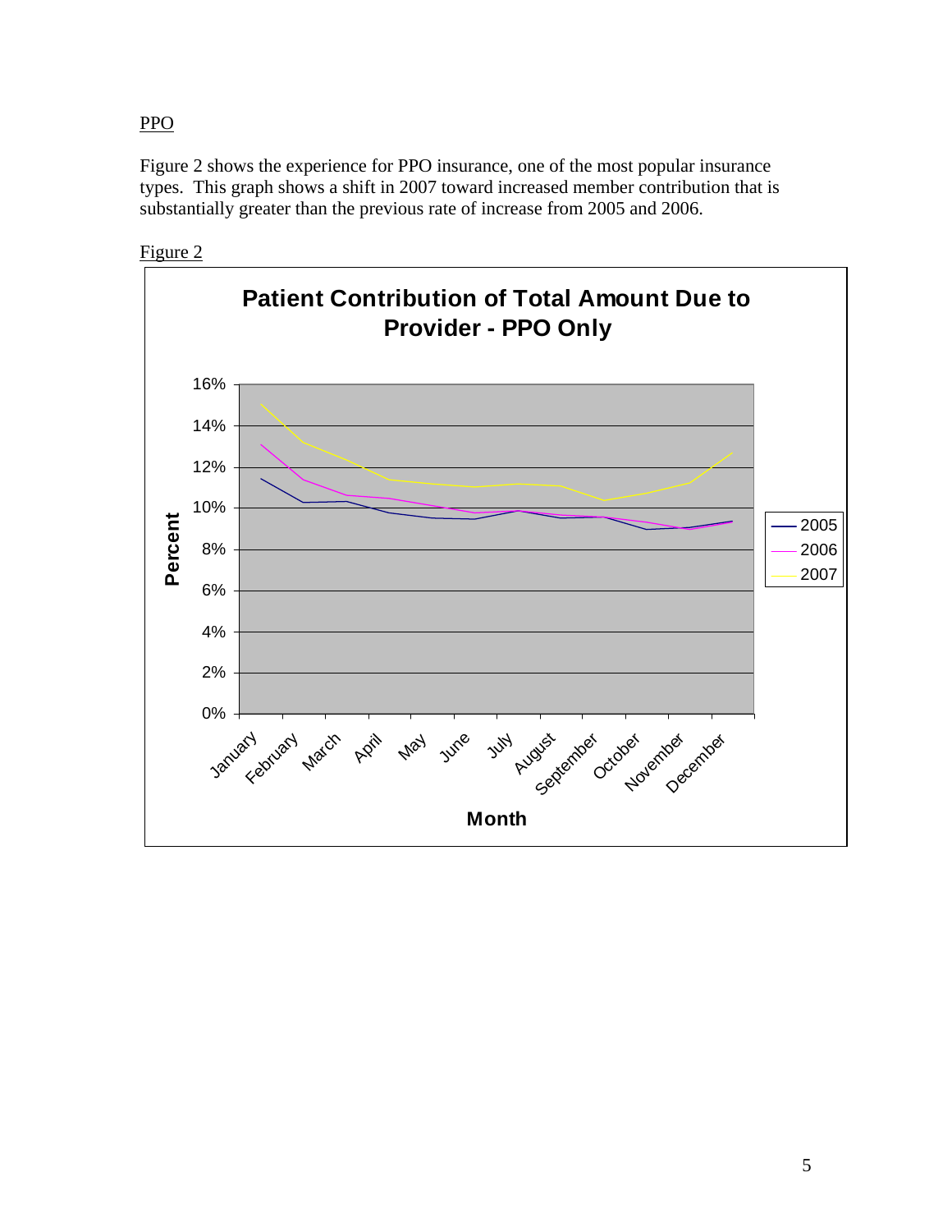PPO

Figure 2 shows the experience for PPO insurance, one of the most popular insurance types. This graph shows a shift in 2007 toward increased member contribution that is substantially greater than the previous rate of increase from 2005 and 2006.

Figure 2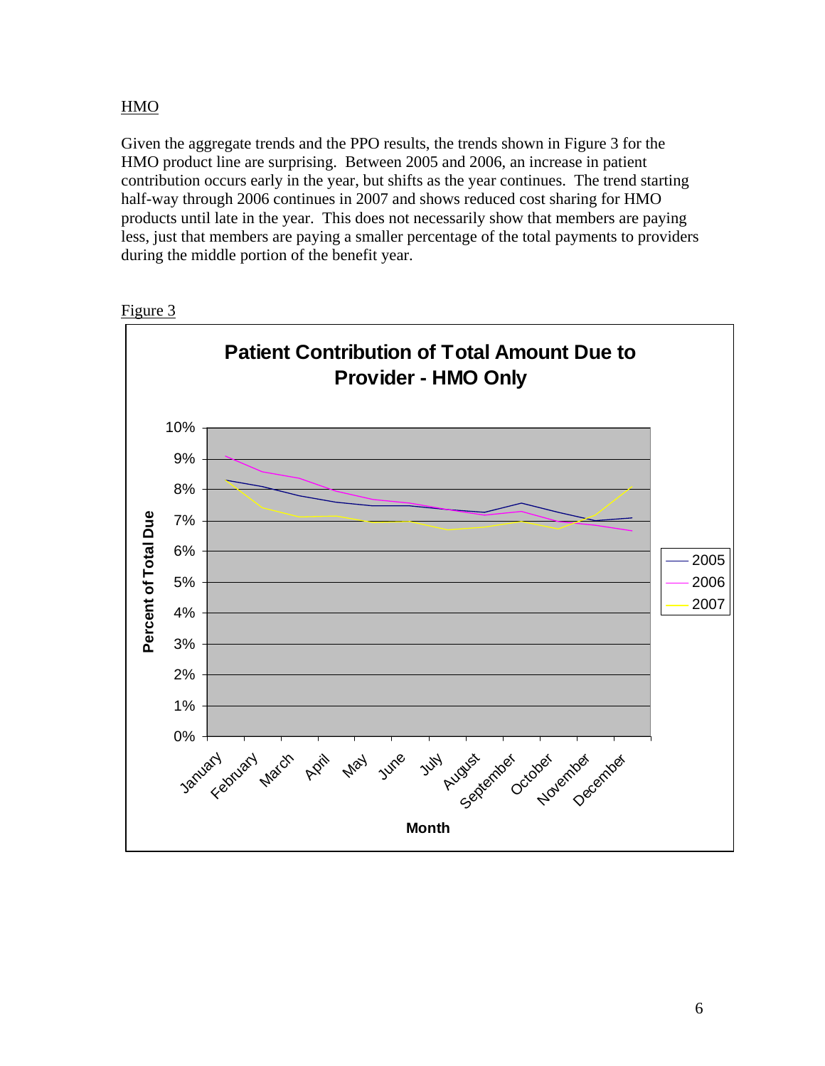## HMO

Given the aggregate trends and the PPO results, the trends shown in Figure 3 for the HMO product line are surprising. Between 2005 and 2006, an increase in patient contribution occurs early in the year, but shifts as the year continues. The trend starting half-way through 2006 continues in 2007 and shows reduced cost sharing for HMO products until late in the year. This does not necessarily show that members are paying less, just that members are paying a smaller percentage of the total payments to providers during the middle portion of the benefit year.

Figure 3

**Patient Contribution of Total Amount Due to Provider - HMO Only**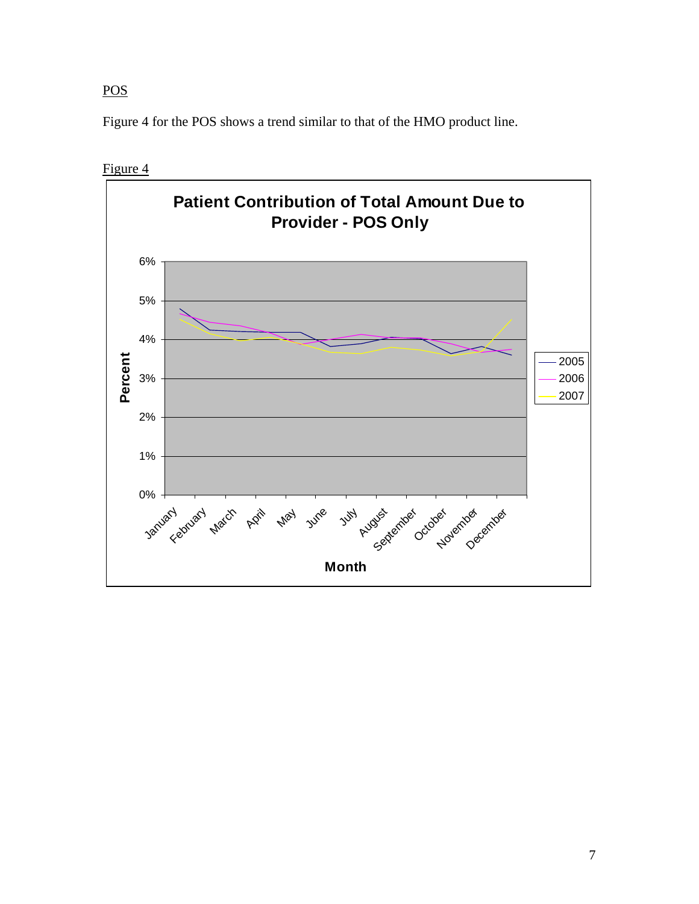POS

Figure 4 for the POS shows a trend similar to that of the HMO product line.

Figure 4

**Patient Contribution of Total Amount Due to Provider - POS Only**

Percent: 0%, 1%, 2%, 3%, 4%, 5%, 6%

Month: January, February, March, April, May, June, July, August, September, October, November, December

Legend: 2005, 2006, 2007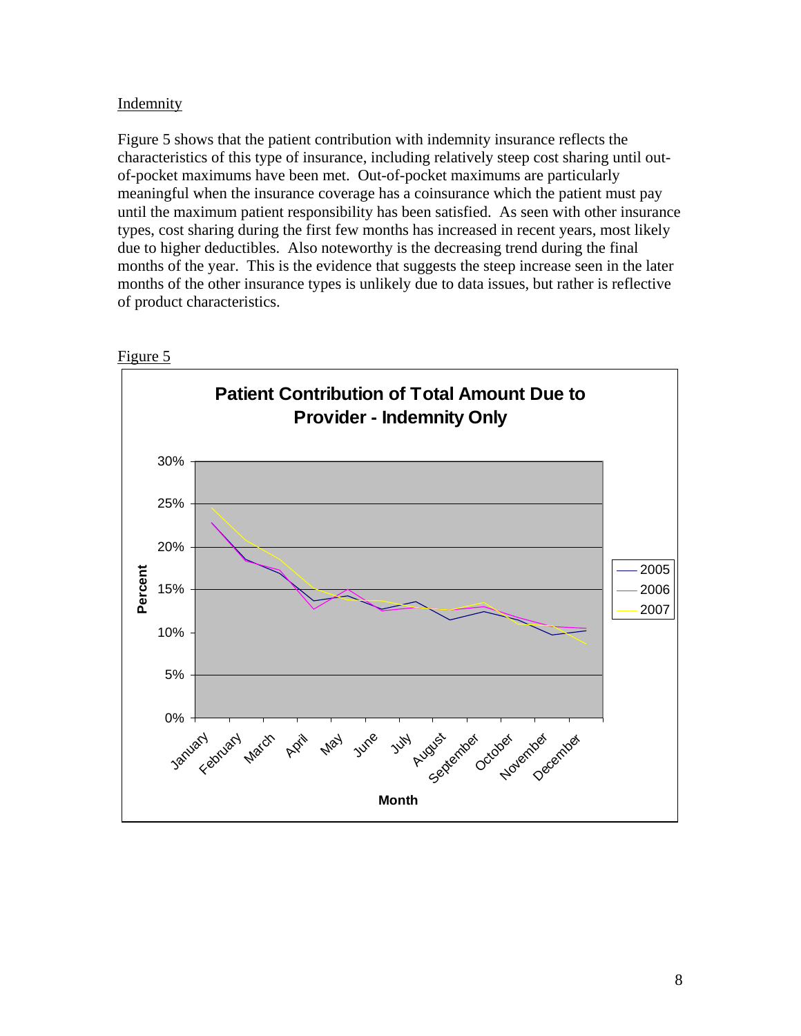Indemnity

Figure 5 shows that the patient contribution with indemnity insurance reflects the characteristics of this type of insurance, including relatively steep cost sharing until out-of-pocket maximums have been met. Out-of-pocket maximums are particularly meaningful when the insurance coverage has a coinsurance which the patient must pay until the maximum patient responsibility has been satisfied. As seen with other insurance types, cost sharing during the first few months has increased in recent years, most likely due to higher deductibles. Also noteworthy is the decreasing trend during the final months of the year. This is the evidence that suggests the steep increase seen in the later months of the other insurance types is unlikely due to data issues, but rather is reflective of product characteristics.

Figure 5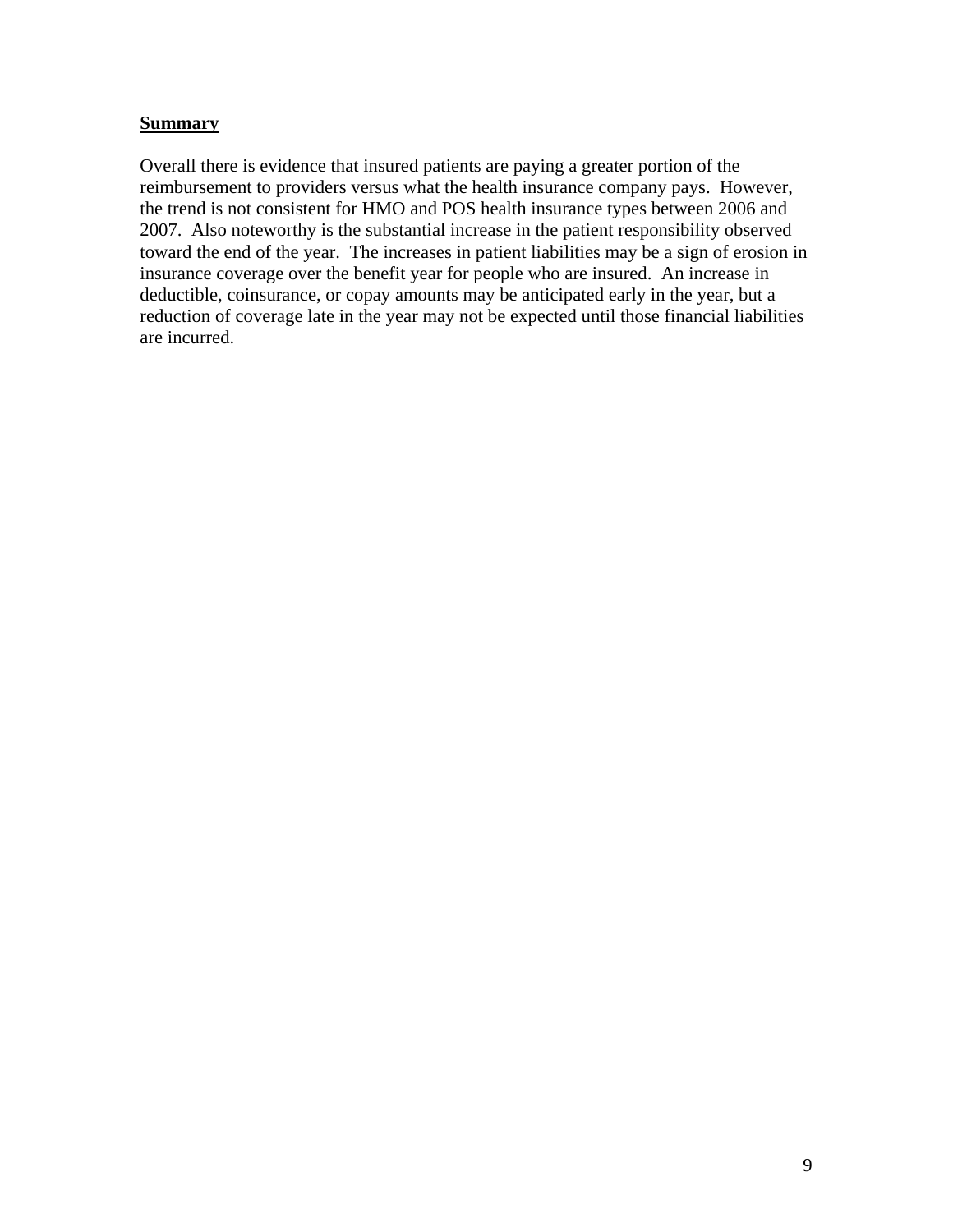## Summary

Overall there is evidence that insured patients are paying a greater portion of the reimbursement to providers versus what the health insurance company pays. However, the trend is not consistent for HMO and POS health insurance types between 2006 and 2007. Also noteworthy is the substantial increase in the patient responsibility observed toward the end of the year. The increases in patient liabilities may be a sign of erosion in insurance coverage over the benefit year for people who are insured. An increase in deductible, coinsurance, or copay amounts may be anticipated early in the year, but a reduction of coverage late in the year may not be expected until those financial liabilities are incurred.